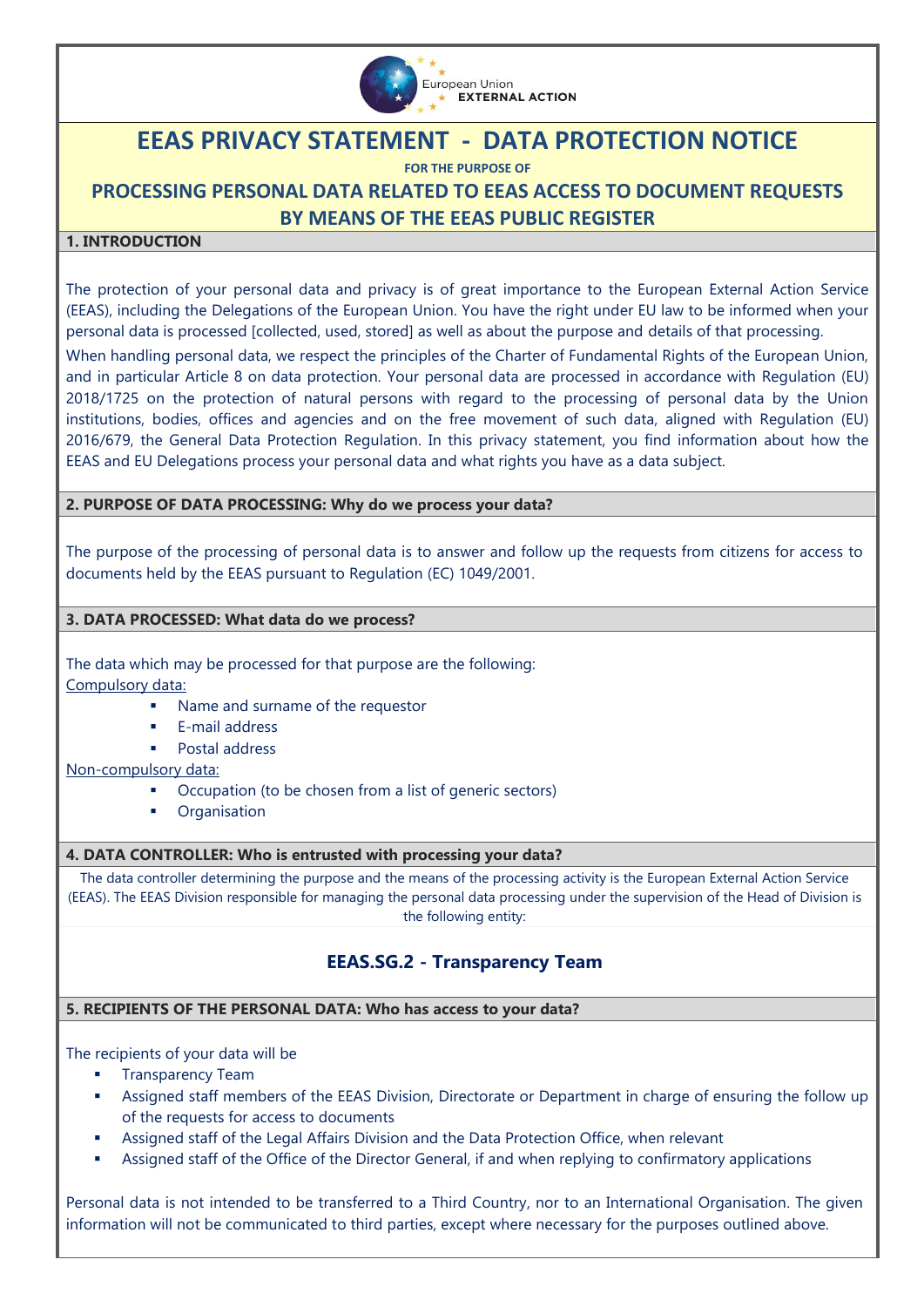European Union EXTERNAL ACTION

# EEAS PRIVACY STATEMENT - DATA PROTECTION NOTICE

**FOR THE PURPOSE OF**

## PROCESSING PERSONAL DATA RELATED TO EEAS ACCESS TO DOCUMENT REQUESTS BY MEANS OF THE EEAS PUBLIC REGISTER

### 1. INTRODUCTION

The protection of your personal data and privacy is of great importance to the European External Action Service (EEAS), including the Delegations of the European Union. You have the right under EU law to be informed when your personal data is processed [collected, used, stored] as well as about the purpose and details of that processing.

When handling personal data, we respect the principles of the Charter of Fundamental Rights of the European Union, and in particular Article 8 on data protection. Your personal data are processed in accordance with Regulation (EU) 2018/1725 on the protection of natural persons with regard to the processing of personal data by the Union institutions, bodies, offices and agencies and on the free movement of such data, aligned with Regulation (EU) 2016/679, the General Data Protection Regulation. In this privacy statement, you find information about how the EEAS and EU Delegations process your personal data and what rights you have as a data subject.

### 2. PURPOSE OF DATA PROCESSING: Why do we process your data?

The purpose of the processing of personal data is to answer and follow up the requests from citizens for access to documents held by the EEAS pursuant to Regulation (EC) 1049/2001.

### 3. DATA PROCESSED: What data do we process?

The data which may be processed for that purpose are the following:

<u>Compulsory data:</u>

- Name and surname of the requestor
- E-mail address
- Postal address

<u>Non-compulsory data:</u>

- Occupation (to be chosen from a list of generic sectors)
- Organisation

### 4. DATA CONTROLLER: Who is entrusted with processing your data?

The data controller determining the purpose and the means of the processing activity is the European External Action Service (EEAS). The EEAS Division responsible for managing the personal data processing under the supervision of the Head of Division is the following entity:

**EEAS.SG.2 - Transparency Team**

### 5. RECIPIENTS OF THE PERSONAL DATA: Who has access to your data?

The recipients of your data will be

- Transparency Team
- Assigned staff members of the EEAS Division, Directorate or Department in charge of ensuring the follow up of the requests for access to documents
- Assigned staff of the Legal Affairs Division and the Data Protection Office, when relevant
- Assigned staff of the Office of the Director General, if and when replying to confirmatory applications

Personal data is not intended to be transferred to a Third Country, nor to an International Organisation. The given information will not be communicated to third parties, except where necessary for the purposes outlined above.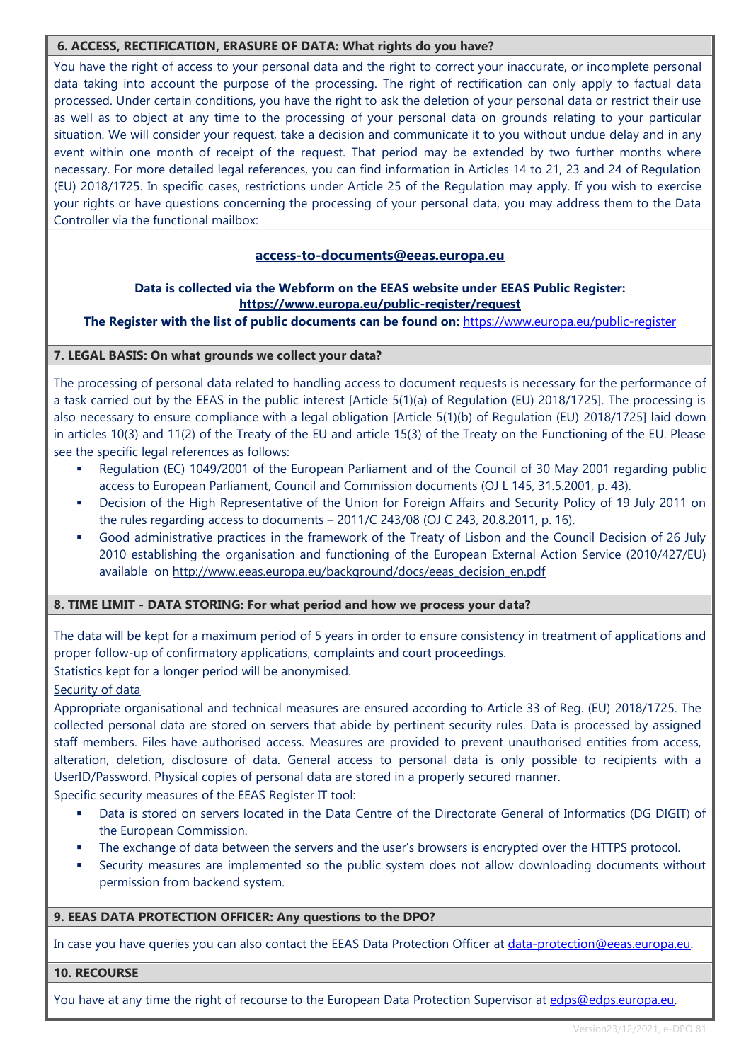## 6. ACCESS, RECTIFICATION, ERASURE OF DATA: What rights do you have?

You have the right of access to your personal data and the right to correct your inaccurate, or incomplete personal data taking into account the purpose of the processing. The right of rectification can only apply to factual data processed. Under certain conditions, you have the right to ask the deletion of your personal data or restrict their use as well as to object at any time to the processing of your personal data on grounds relating to your particular situation. We will consider your request, take a decision and communicate it to you without undue delay and in any event within one month of receipt of the request. That period may be extended by two further months where necessary. For more detailed legal references, you can find information in Articles 14 to 21, 23 and 24 of Regulation (EU) 2018/1725. In specific cases, restrictions under Article 25 of the Regulation may apply. If you wish to exercise your rights or have questions concerning the processing of your personal data, you may address them to the Data Controller via the functional mailbox:

**access-to-documents@eeas.europa.eu**

**Data is collected via the Webform on the EEAS website under EEAS Public Register:**
**https://www.europa.eu/public-register/request**

**The Register with the list of public documents can be found on:** https://www.europa.eu/public-register

## 7. LEGAL BASIS: On what grounds we collect your data?

The processing of personal data related to handling access to document requests is necessary for the performance of a task carried out by the EEAS in the public interest [Article 5(1)(a) of Regulation (EU) 2018/1725]. The processing is also necessary to ensure compliance with a legal obligation [Article 5(1)(b) of Regulation (EU) 2018/1725] laid down in articles 10(3) and 11(2) of the Treaty of the EU and article 15(3) of the Treaty on the Functioning of the EU. Please see the specific legal references as follows:

- Regulation (EC) 1049/2001 of the European Parliament and of the Council of 30 May 2001 regarding public access to European Parliament, Council and Commission documents (OJ L 145, 31.5.2001, p. 43).
- Decision of the High Representative of the Union for Foreign Affairs and Security Policy of 19 July 2011 on the rules regarding access to documents – 2011/C 243/08 (OJ C 243, 20.8.2011, p. 16).
- Good administrative practices in the framework of the Treaty of Lisbon and the Council Decision of 26 July 2010 establishing the organisation and functioning of the European External Action Service (2010/427/EU) available on http://www.eeas.europa.eu/background/docs/eeas_decision_en.pdf

## 8. TIME LIMIT - DATA STORING: For what period and how we process your data?

The data will be kept for a maximum period of 5 years in order to ensure consistency in treatment of applications and proper follow-up of confirmatory applications, complaints and court proceedings.
Statistics kept for a longer period will be anonymised.

Security of data

Appropriate organisational and technical measures are ensured according to Article 33 of Reg. (EU) 2018/1725. The collected personal data are stored on servers that abide by pertinent security rules. Data is processed by assigned staff members. Files have authorised access. Measures are provided to prevent unauthorised entities from access, alteration, deletion, disclosure of data. General access to personal data is only possible to recipients with a UserID/Password. Physical copies of personal data are stored in a properly secured manner.

Specific security measures of the EEAS Register IT tool:

- Data is stored on servers located in the Data Centre of the Directorate General of Informatics (DG DIGIT) of the European Commission.
- The exchange of data between the servers and the user's browsers is encrypted over the HTTPS protocol.
- Security measures are implemented so the public system does not allow downloading documents without permission from backend system.

## 9. EEAS DATA PROTECTION OFFICER: Any questions to the DPO?

In case you have queries you can also contact the EEAS Data Protection Officer at data-protection@eeas.europa.eu.

## 10. RECOURSE

You have at any time the right of recourse to the European Data Protection Supervisor at edps@edps.europa.eu.

Version23/12/2021, e-DPO 81